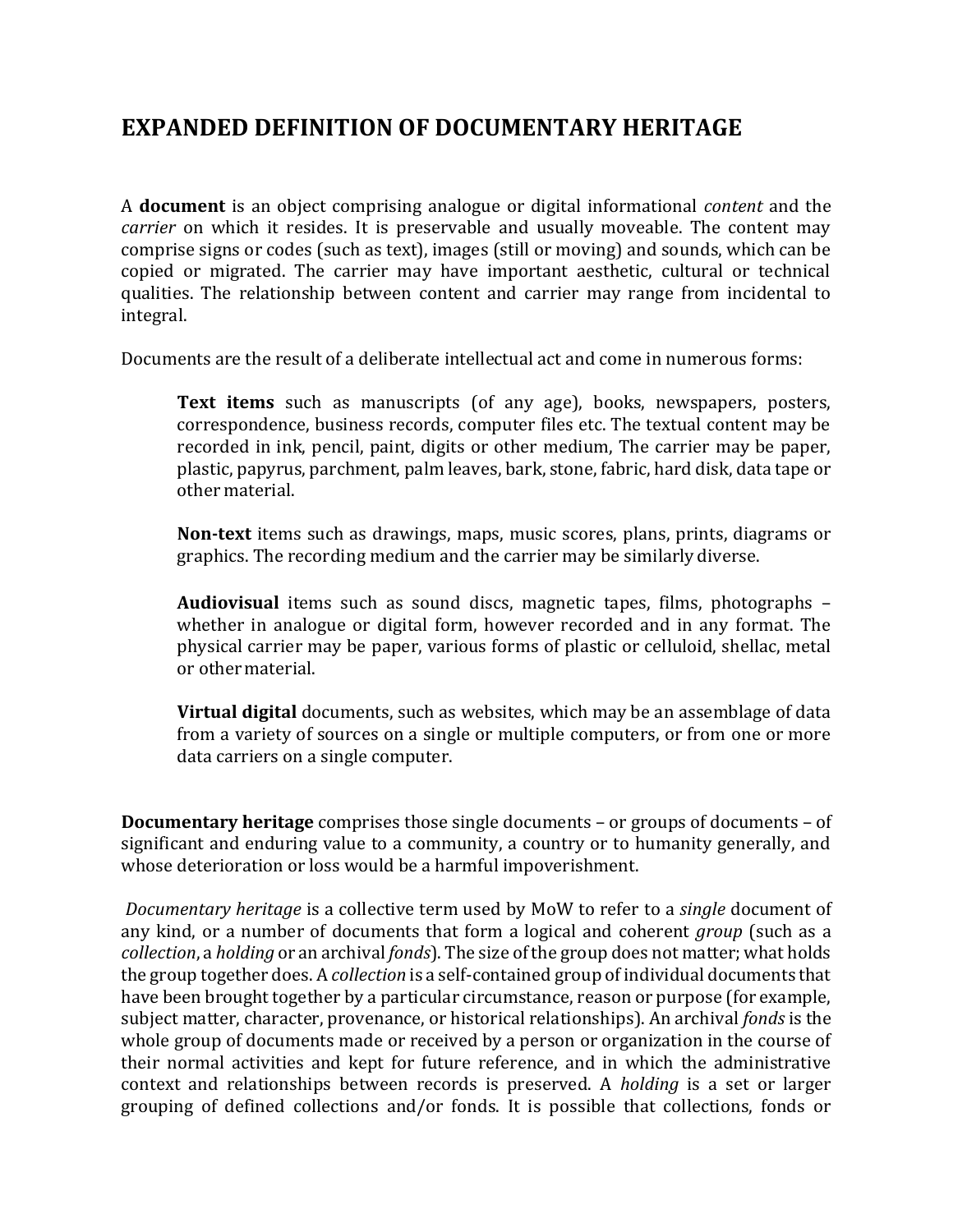# EXPANDED DEFINITION OF DOCUMENTARY HERITAGE

A **document** is an object comprising analogue or digital informational *content* and the *carrier* on which it resides. It is preservable and usually moveable. The content may comprise signs or codes (such as text), images (still or moving) and sounds, which can be copied or migrated. The carrier may have important aesthetic, cultural or technical qualities. The relationship between content and carrier may range from incidental to integral.

Documents are the result of a deliberate intellectual act and come in numerous forms:

> **Text items** such as manuscripts (of any age), books, newspapers, posters, correspondence, business records, computer files etc. The textual content may be recorded in ink, pencil, paint, digits or other medium, The carrier may be paper, plastic, papyrus, parchment, palm leaves, bark, stone, fabric, hard disk, data tape or other material.
>
> **Non-text** items such as drawings, maps, music scores, plans, prints, diagrams or graphics. The recording medium and the carrier may be similarly diverse.
>
> **Audiovisual** items such as sound discs, magnetic tapes, films, photographs – whether in analogue or digital form, however recorded and in any format. The physical carrier may be paper, various forms of plastic or celluloid, shellac, metal or other material.
>
> **Virtual digital** documents, such as websites, which may be an assemblage of data from a variety of sources on a single or multiple computers, or from one or more data carriers on a single computer.

**Documentary heritage** comprises those single documents – or groups of documents – of significant and enduring value to a community, a country or to humanity generally, and whose deterioration or loss would be a harmful impoverishment.

*Documentary heritage* is a collective term used by MoW to refer to a *single* document of any kind, or a number of documents that form a logical and coherent *group* (such as a *collection*, a *holding* or an archival *fonds*). The size of the group does not matter; what holds the group together does. A *collection* is a self-contained group of individual documents that have been brought together by a particular circumstance, reason or purpose (for example, subject matter, character, provenance, or historical relationships). An archival *fonds* is the whole group of documents made or received by a person or organization in the course of their normal activities and kept for future reference, and in which the administrative context and relationships between records is preserved. A *holding* is a set or larger grouping of defined collections and/or fonds. It is possible that collections, fonds or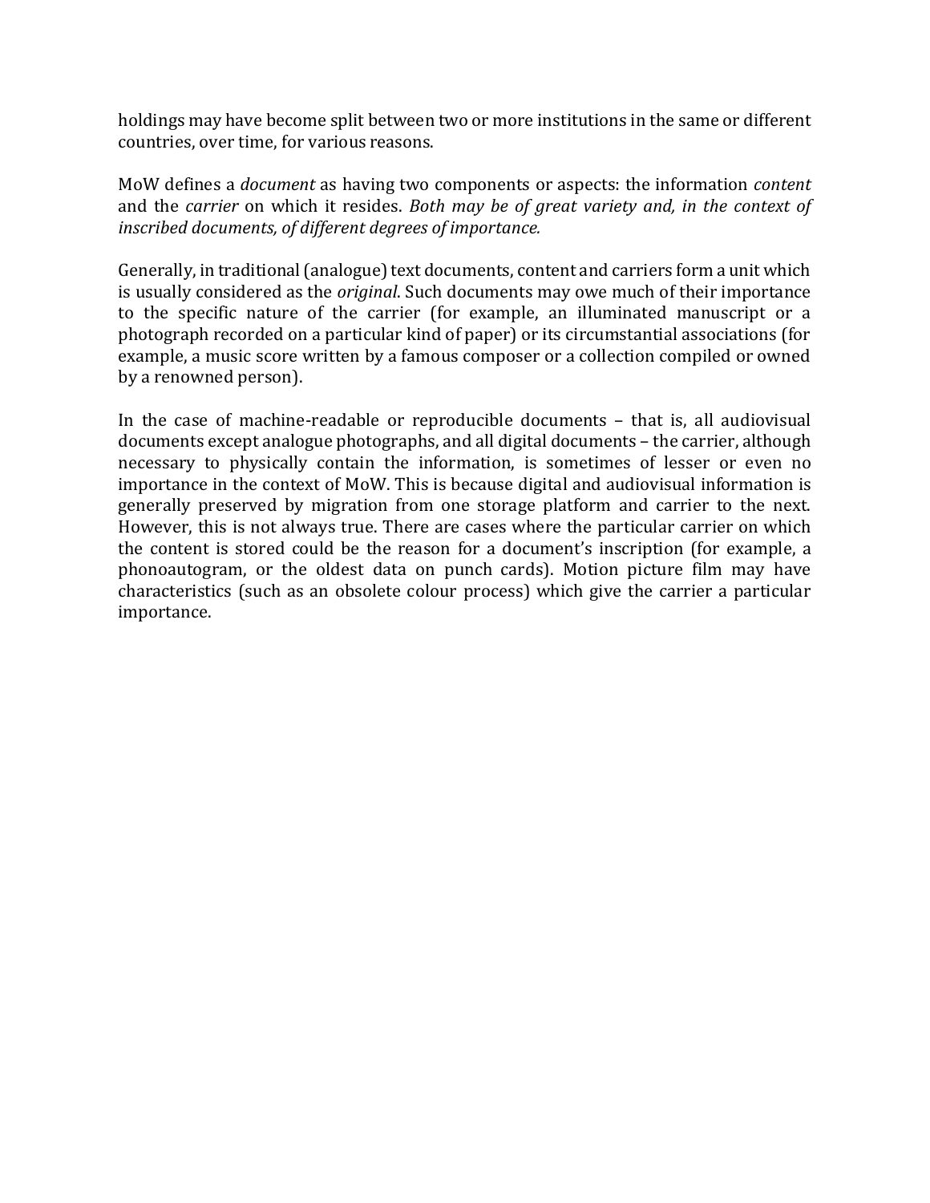holdings may have become split between two or more institutions in the same or different countries, over time, for various reasons.

MoW defines a *document* as having two components or aspects: the information *content* and the *carrier* on which it resides. *Both may be of great variety and, in the context of inscribed documents, of different degrees of importance.*

Generally, in traditional (analogue) text documents, content and carriers form a unit which is usually considered as the *original*. Such documents may owe much of their importance to the specific nature of the carrier (for example, an illuminated manuscript or a photograph recorded on a particular kind of paper) or its circumstantial associations (for example, a music score written by a famous composer or a collection compiled or owned by a renowned person).

In the case of machine-readable or reproducible documents – that is, all audiovisual documents except analogue photographs, and all digital documents – the carrier, although necessary to physically contain the information, is sometimes of lesser or even no importance in the context of MoW. This is because digital and audiovisual information is generally preserved by migration from one storage platform and carrier to the next. However, this is not always true. There are cases where the particular carrier on which the content is stored could be the reason for a document's inscription (for example, a phonoautogram, or the oldest data on punch cards). Motion picture film may have characteristics (such as an obsolete colour process) which give the carrier a particular importance.